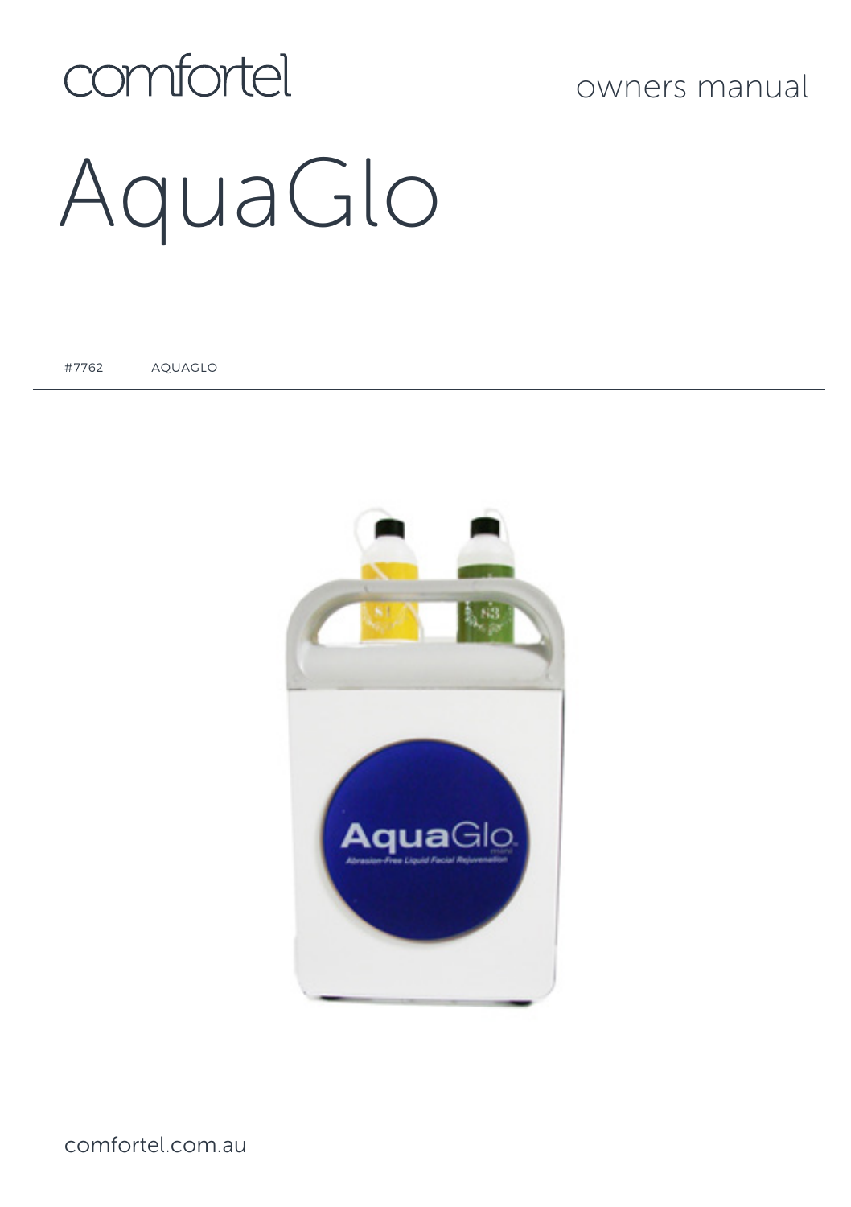comfortel

owners manual

# AquaGlo

#7762 AQUAGLO

comfortel.com.au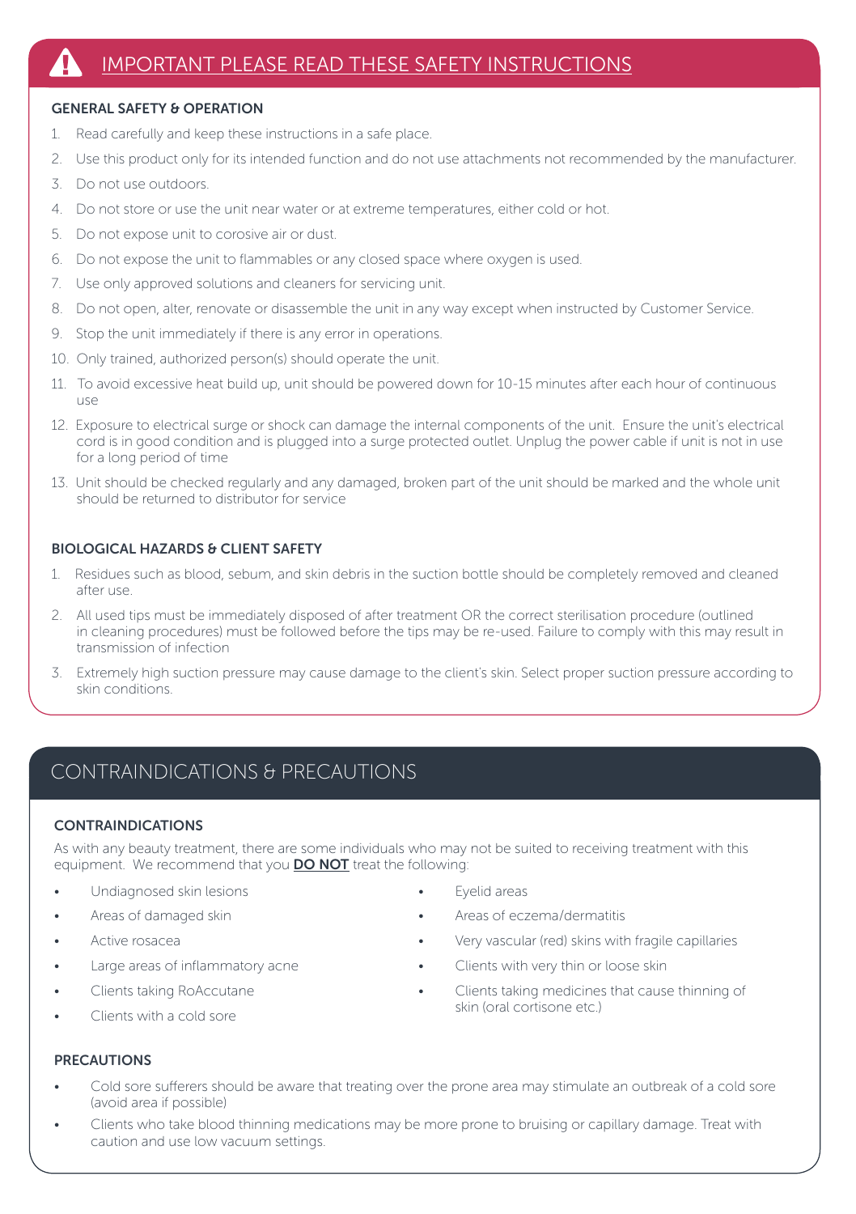## IMPORTANT PLEASE READ THESE SAFETY INSTRUCTIONS

### GENERAL SAFETY & OPERATION

1. Read carefully and keep these instructions in a safe place.
2. Use this product only for its intended function and do not use attachments not recommended by the manufacturer.
3. Do not use outdoors.
4. Do not store or use the unit near water or at extreme temperatures, either cold or hot.
5. Do not expose unit to corosive air or dust.
6. Do not expose the unit to flammables or any closed space where oxygen is used.
7. Use only approved solutions and cleaners for servicing unit.
8. Do not open, alter, renovate or disassemble the unit in any way except when instructed by Customer Service.
9. Stop the unit immediately if there is any error in operations.
10. Only trained, authorized person(s) should operate the unit.
11. To avoid excessive heat build up, unit should be powered down for 10-15 minutes after each hour of continuous use
12. Exposure to electrical surge or shock can damage the internal components of the unit. Ensure the unit's electrical cord is in good condition and is plugged into a surge protected outlet. Unplug the power cable if unit is not in use for a long period of time
13. Unit should be checked regularly and any damaged, broken part of the unit should be marked and the whole unit should be returned to distributor for service

### BIOLOGICAL HAZARDS & CLIENT SAFETY

1. Residues such as blood, sebum, and skin debris in the suction bottle should be completely removed and cleaned after use.
2. All used tips must be immediately disposed of after treatment OR the correct sterilisation procedure (outlined in cleaning procedures) must be followed before the tips may be re-used. Failure to comply with this may result in transmission of infection
3. Extremely high suction pressure may cause damage to the client's skin. Select proper suction pressure according to skin conditions.

## CONTRAINDICATIONS & PRECAUTIONS

### CONTRAINDICATIONS

As with any beauty treatment, there are some individuals who may not be suited to receiving treatment with this equipment. We recommend that you **DO NOT** treat the following:

- Undiagnosed skin lesions
- Areas of damaged skin
- Active rosacea
- Large areas of inflammatory acne
- Clients taking RoAccutane
- Clients with a cold sore
- Eyelid areas
- Areas of eczema/dermatitis
- Very vascular (red) skins with fragile capillaries
- Clients with very thin or loose skin
- Clients taking medicines that cause thinning of skin (oral cortisone etc.)

### PRECAUTIONS

- Cold sore sufferers should be aware that treating over the prone area may stimulate an outbreak of a cold sore (avoid area if possible)
- Clients who take blood thinning medications may be more prone to bruising or capillary damage. Treat with caution and use low vacuum settings.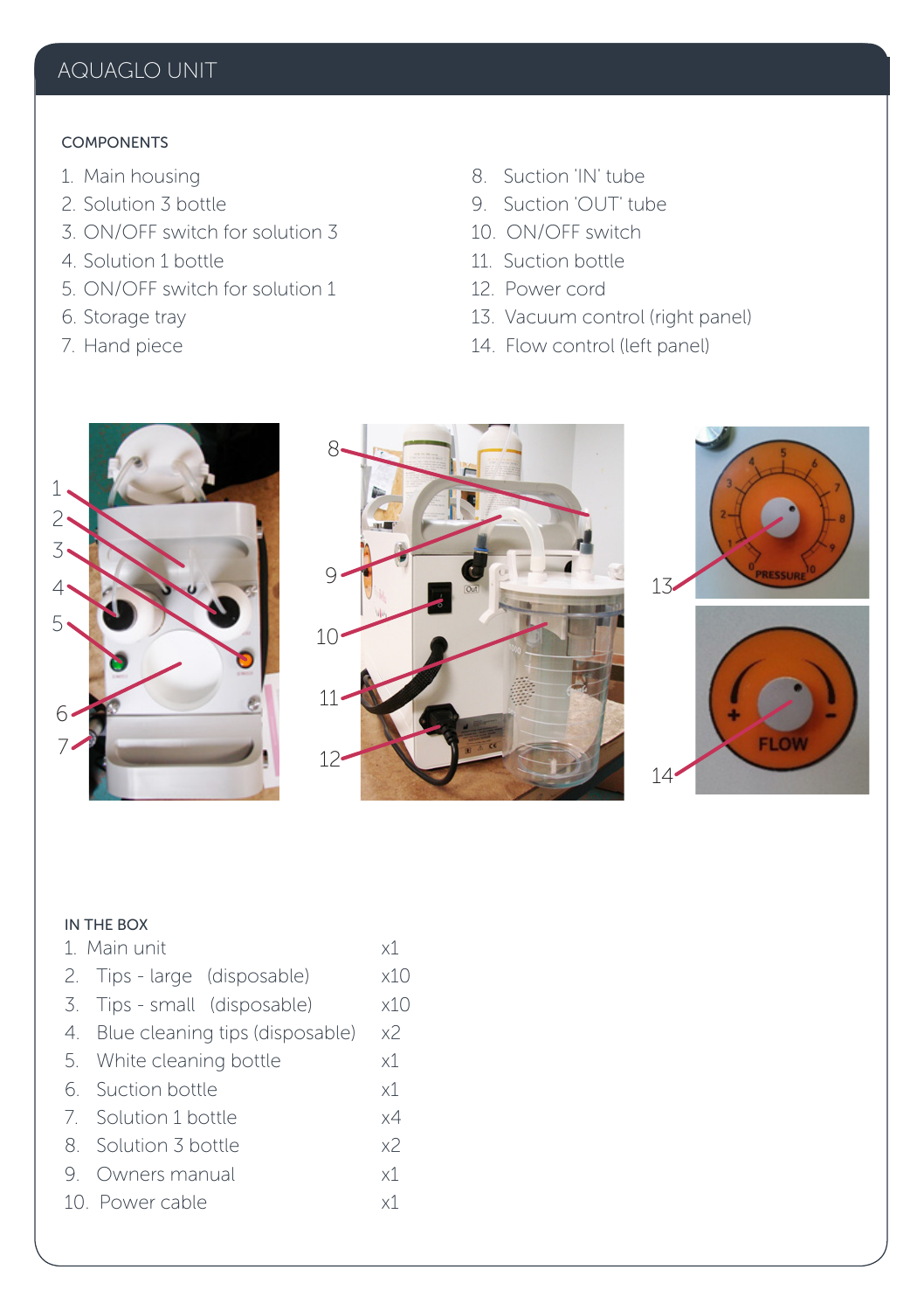# AQUAGLO UNIT

## COMPONENTS

1. Main housing
2. Solution 3 bottle
3. ON/OFF switch for solution 3
4. Solution 1 bottle
5. ON/OFF switch for solution 1
6. Storage tray
7. Hand piece
8. Suction 'IN' tube
9. Suction 'OUT' tube
10. ON/OFF switch
11. Suction bottle
12. Power cord
13. Vacuum control (right panel)
14. Flow control (left panel)

## IN THE BOX

| | |
|---|---|
| 1. Main unit | x1 |
| 2. Tips - large (disposable) | x10 |
| 3. Tips - small (disposable) | x10 |
| 4. Blue cleaning tips (disposable) | x2 |
| 5. White cleaning bottle | x1 |
| 6. Suction bottle | x1 |
| 7. Solution 1 bottle | x4 |
| 8. Solution 3 bottle | x2 |
| 9. Owners manual | x1 |
| 10. Power cable | x1 |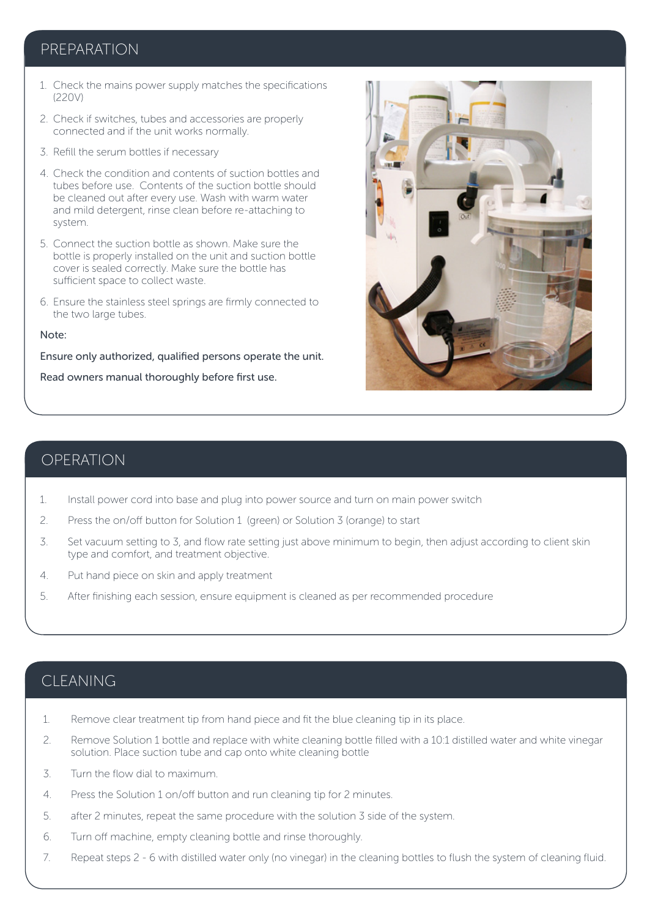## PREPARATION

1. Check the mains power supply matches the specifications (220V)
2. Check if switches, tubes and accessories are properly connected and if the unit works normally.
3. Refill the serum bottles if necessary
4. Check the condition and contents of suction bottles and tubes before use. Contents of the suction bottle should be cleaned out after every use. Wash with warm water and mild detergent, rinse clean before re-attaching to system.
5. Connect the suction bottle as shown. Make sure the bottle is properly installed on the unit and suction bottle cover is sealed correctly. Make sure the bottle has sufficient space to collect waste.
6. Ensure the stainless steel springs are firmly connected to the two large tubes.

Note:

Ensure only authorized, qualified persons operate the unit.

Read owners manual thoroughly before first use.

## OPERATION

1. Install power cord into base and plug into power source and turn on main power switch
2. Press the on/off button for Solution 1 (green) or Solution 3 (orange) to start
3. Set vacuum setting to 3, and flow rate setting just above minimum to begin, then adjust according to client skin type and comfort, and treatment objective.
4. Put hand piece on skin and apply treatment
5. After finishing each session, ensure equipment is cleaned as per recommended procedure

## CLEANING

1. Remove clear treatment tip from hand piece and fit the blue cleaning tip in its place.
2. Remove Solution 1 bottle and replace with white cleaning bottle filled with a 10:1 distilled water and white vinegar solution. Place suction tube and cap onto white cleaning bottle
3. Turn the flow dial to maximum.
4. Press the Solution 1 on/off button and run cleaning tip for 2 minutes.
5. after 2 minutes, repeat the same procedure with the solution 3 side of the system.
6. Turn off machine, empty cleaning bottle and rinse thoroughly.
7. Repeat steps 2 - 6 with distilled water only (no vinegar) in the cleaning bottles to flush the system of cleaning fluid.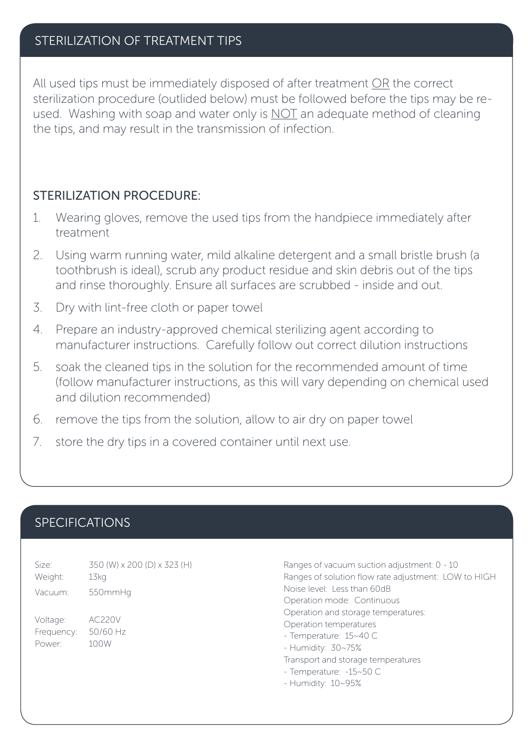## STERILIZATION OF TREATMENT TIPS

All used tips must be immediately disposed of after treatment <u>OR</u> the correct sterilization procedure (outlided below) must be followed before the tips may be re-used. Washing with soap and water only is <u>NOT</u> an adequate method of cleaning the tips, and may result in the transmission of infection.

### STERILIZATION PROCEDURE:

1. Wearing gloves, remove the used tips from the handpiece immediately after treatment
2. Using warm running water, mild alkaline detergent and a small bristle brush (a toothbrush is ideal), scrub any product residue and skin debris out of the tips and rinse thoroughly. Ensure all surfaces are scrubbed - inside and out.
3. Dry with lint-free cloth or paper towel
4. Prepare an industry-approved chemical sterilizing agent according to manufacturer instructions. Carefully follow out correct dilution instructions
5. soak the cleaned tips in the solution for the recommended amount of time (follow manufacturer instructions, as this will vary depending on chemical used and dilution recommended)
6. remove the tips from the solution, allow to air dry on paper towel
7. store the dry tips in a covered container until next use.

## SPECIFICATIONS

Size: 350 (W) x 200 (D) x 323 (H)
Weight: 13kg
Vacuum: 550mmHg

Voltage: AC220V
Frequency: 50/60 Hz
Power: 100W

Ranges of vacuum suction adjustment: 0 - 10
Ranges of solution flow rate adjustment: LOW to HIGH
Noise level: Less than 60dB
Operation mode: Continuous
Operation and storage temperatures:
Operation temperatures
- Temperature: 15~40 C
- Humidity: 30~75%

Transport and storage temperatures
- Temperature: -15~50 C
- Humidity: 10~95%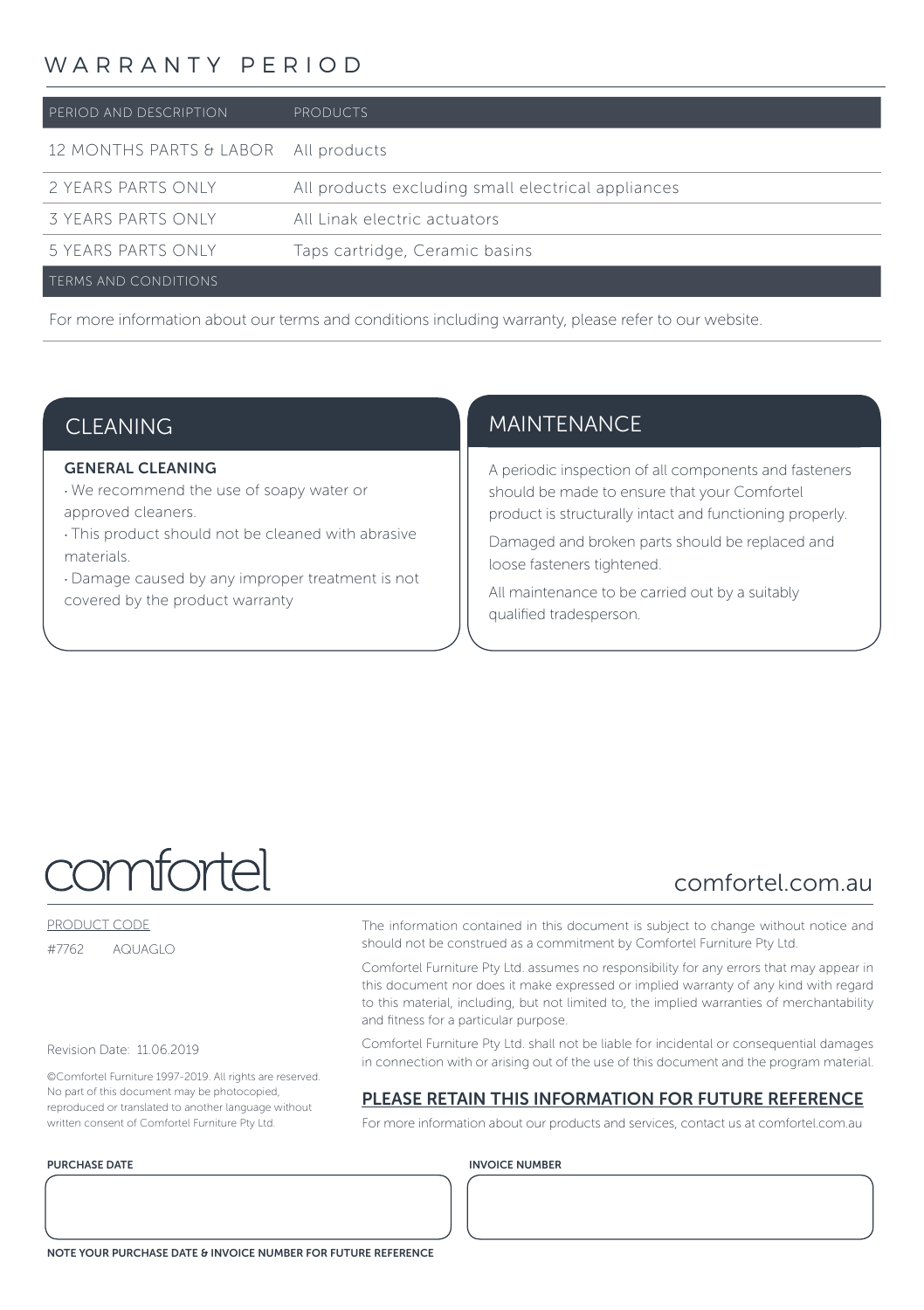# WARRANTY PERIOD

| PERIOD AND DESCRIPTION | PRODUCTS |
| --- | --- |
| 12 MONTHS PARTS & LABOR | All products |
| 2 YEARS PARTS ONLY | All products excluding small electrical appliances |
| 3 YEARS PARTS ONLY | All Linak electric actuators |
| 5 YEARS PARTS ONLY | Taps cartridge, Ceramic basins |

TERMS AND CONDITIONS

For more information about our terms and conditions including warranty, please refer to our website.

## CLEANING

**GENERAL CLEANING**

- We recommend the use of soapy water or approved cleaners.
- This product should not be cleaned with abrasive materials.
- Damage caused by any improper treatment is not covered by the product warranty

## MAINTENANCE

A periodic inspection of all components and fasteners should be made to ensure that your Comfortel product is structurally intact and functioning properly.

Damaged and broken parts should be replaced and loose fasteners tightened.

All maintenance to be carried out by a suitably qualified tradesperson.

comfortel

comfortel.com.au

PRODUCT CODE

#7762 AQUAGLO

Revision Date: 11.06.2019

©Comfortel Furniture 1997-2019. All rights are reserved. No part of this document may be photocopied, reproduced or translated to another language without written consent of Comfortel Furniture Pty Ltd.

The information contained in this document is subject to change without notice and should not be construed as a commitment by Comfortel Furniture Pty Ltd.

Comfortel Furniture Pty Ltd. assumes no responsibility for any errors that may appear in this document nor does it make expressed or implied warranty of any kind with regard to this material, including, but not limited to, the implied warranties of merchantability and fitness for a particular purpose.

Comfortel Furniture Pty Ltd. shall not be liable for incidental or consequential damages in connection with or arising out of the use of this document and the program material.

**PLEASE RETAIN THIS INFORMATION FOR FUTURE REFERENCE**

For more information about our products and services, contact us at comfortel.com.au

**PURCHASE DATE**

**INVOICE NUMBER**

**NOTE YOUR PURCHASE DATE & INVOICE NUMBER FOR FUTURE REFERENCE**